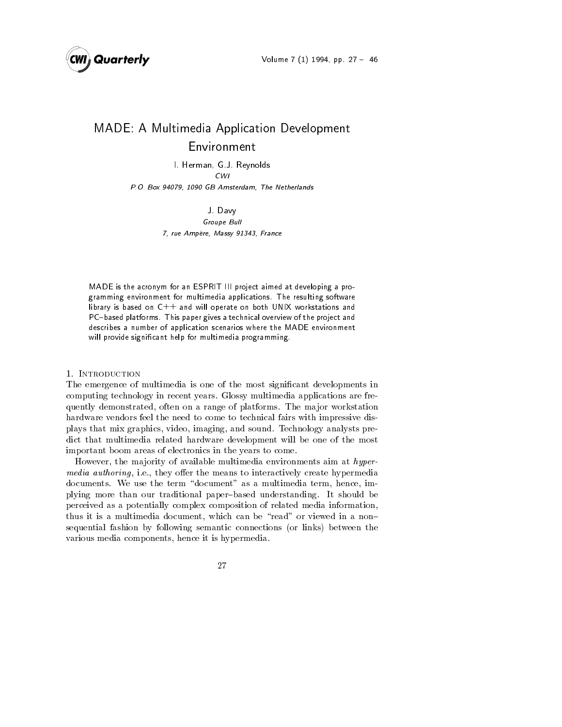# MADE: A Multimedia Application Development Environment

I. Herman, G.J. Reynolds
*CWI*
*P.O. Box 94079, 1090 GB Amsterdam, The Netherlands*

J. Davy
*Groupe Bull*
*7, rue Ampère, Massy 91343, France*

MADE is the acronym for an ESPRIT III project aimed at developing a programming environment for multimedia applications. The resulting software library is based on C++ and will operate on both UNIX workstations and PC–based platforms. This paper gives a technical overview of the project and describes a number of application scenarios where the MADE environment will provide significant help for multimedia programming.

## 1. Introduction

The emergence of multimedia is one of the most significant developments in computing technology in recent years. Glossy multimedia applications are frequently demonstrated, often on a range of platforms. The major workstation hardware vendors feel the need to come to technical fairs with impressive displays that mix graphics, video, imaging, and sound. Technology analysts predict that multimedia related hardware development will be one of the most important boom areas of electronics in the years to come.

However, the majority of available multimedia environments aim at *hypermedia authoring*, i.e., they offer the means to interactively create hypermedia documents. We use the term "document" as a multimedia term, hence, implying more than our traditional paper–based understanding. It should be perceived as a potentially complex composition of related media information, thus it is a multimedia document, which can be "read" or viewed in a non–sequential fashion by following semantic connections (or links) between the various media components, hence it is hypermedia.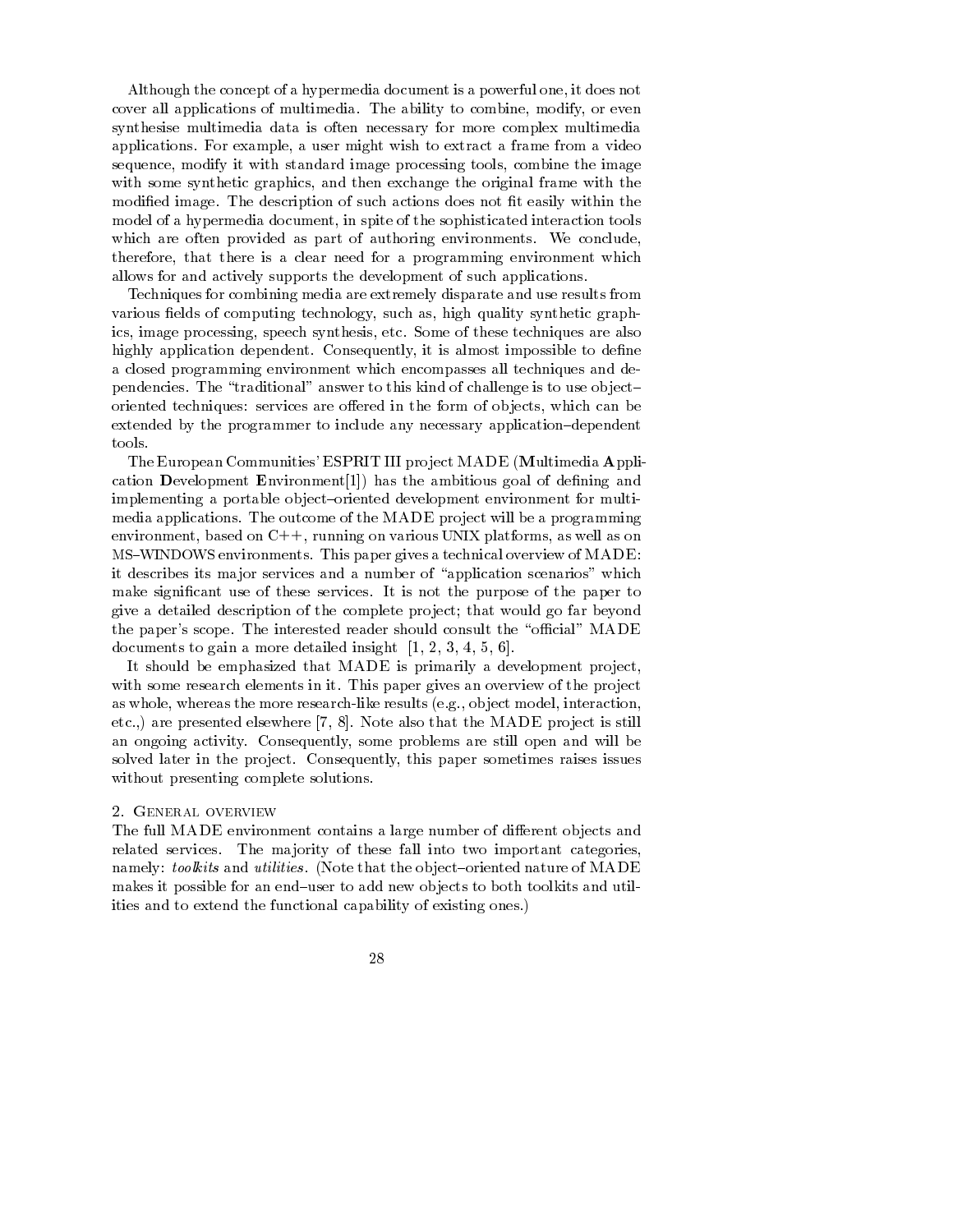Although the concept of a hypermedia document is a powerful one, it does not cover all applications of multimedia. The ability to combine, modify, or even synthesise multimedia data is often necessary for more complex multimedia applications. For example, a user might wish to extract a frame from a video sequence, modify it with standard image processing tools, combine the image with some synthetic graphics, and then exchange the original frame with the modified image. The description of such actions does not fit easily within the model of a hypermedia document, in spite of the sophisticated interaction tools which are often provided as part of authoring environments. We conclude, therefore, that there is a clear need for a programming environment which allows for and actively supports the development of such applications.

Techniques for combining media are extremely disparate and use results from various fields of computing technology, such as, high quality synthetic graphics, image processing, speech synthesis, etc. Some of these techniques are also highly application dependent. Consequently, it is almost impossible to define a closed programming environment which encompasses all techniques and dependencies. The "traditional" answer to this kind of challenge is to use object–oriented techniques: services are offered in the form of objects, which can be extended by the programmer to include any necessary application–dependent tools.

The European Communities' ESPRIT III project MADE (**M**ultimedia **A**pplication **D**evelopment **E**nvironment[1]) has the ambitious goal of defining and implementing a portable object–oriented development environment for multimedia applications. The outcome of the MADE project will be a programming environment, based on C++, running on various UNIX platforms, as well as on MS–WINDOWS environments. This paper gives a technical overview of MADE: it describes its major services and a number of "application scenarios" which make significant use of these services. It is not the purpose of the paper to give a detailed description of the complete project; that would go far beyond the paper's scope. The interested reader should consult the "official" MADE documents to gain a more detailed insight [1, 2, 3, 4, 5, 6].

It should be emphasized that MADE is primarily a development project, with some research elements in it. This paper gives an overview of the project as whole, whereas the more research-like results (e.g., object model, interaction, etc.,) are presented elsewhere [7, 8]. Note also that the MADE project is still an ongoing activity. Consequently, some problems are still open and will be solved later in the project. Consequently, this paper sometimes raises issues without presenting complete solutions.

## 2. General overview

The full MADE environment contains a large number of different objects and related services. The majority of these fall into two important categories, namely: *toolkits* and *utilities*. (Note that the object–oriented nature of MADE makes it possible for an end–user to add new objects to both toolkits and utilities and to extend the functional capability of existing ones.)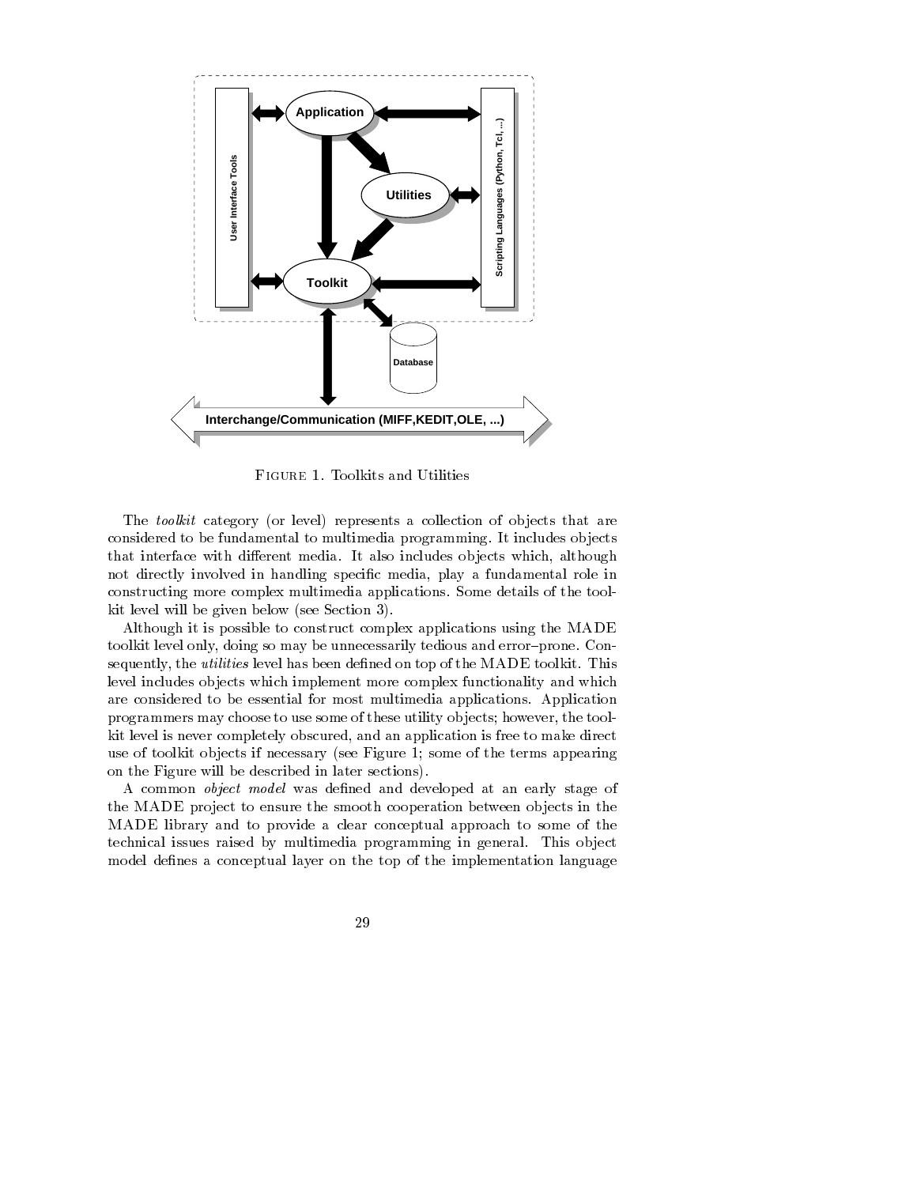FIGURE 1. Toolkits and Utilities

The *toolkit* category (or level) represents a collection of objects that are considered to be fundamental to multimedia programming. It includes objects that interface with different media. It also includes objects which, although not directly involved in handling specific media, play a fundamental role in constructing more complex multimedia applications. Some details of the toolkit level will be given below (see Section 3).

Although it is possible to construct complex applications using the MADE toolkit level only, doing so may be unnecessarily tedious and error–prone. Consequently, the *utilities* level has been defined on top of the MADE toolkit. This level includes objects which implement more complex functionality and which are considered to be essential for most multimedia applications. Application programmers may choose to use some of these utility objects; however, the toolkit level is never completely obscured, and an application is free to make direct use of toolkit objects if necessary (see Figure 1; some of the terms appearing on the Figure will be described in later sections).

A common *object model* was defined and developed at an early stage of the MADE project to ensure the smooth cooperation between objects in the MADE library and to provide a clear conceptual approach to some of the technical issues raised by multimedia programming in general. This object model defines a conceptual layer on the top of the implementation language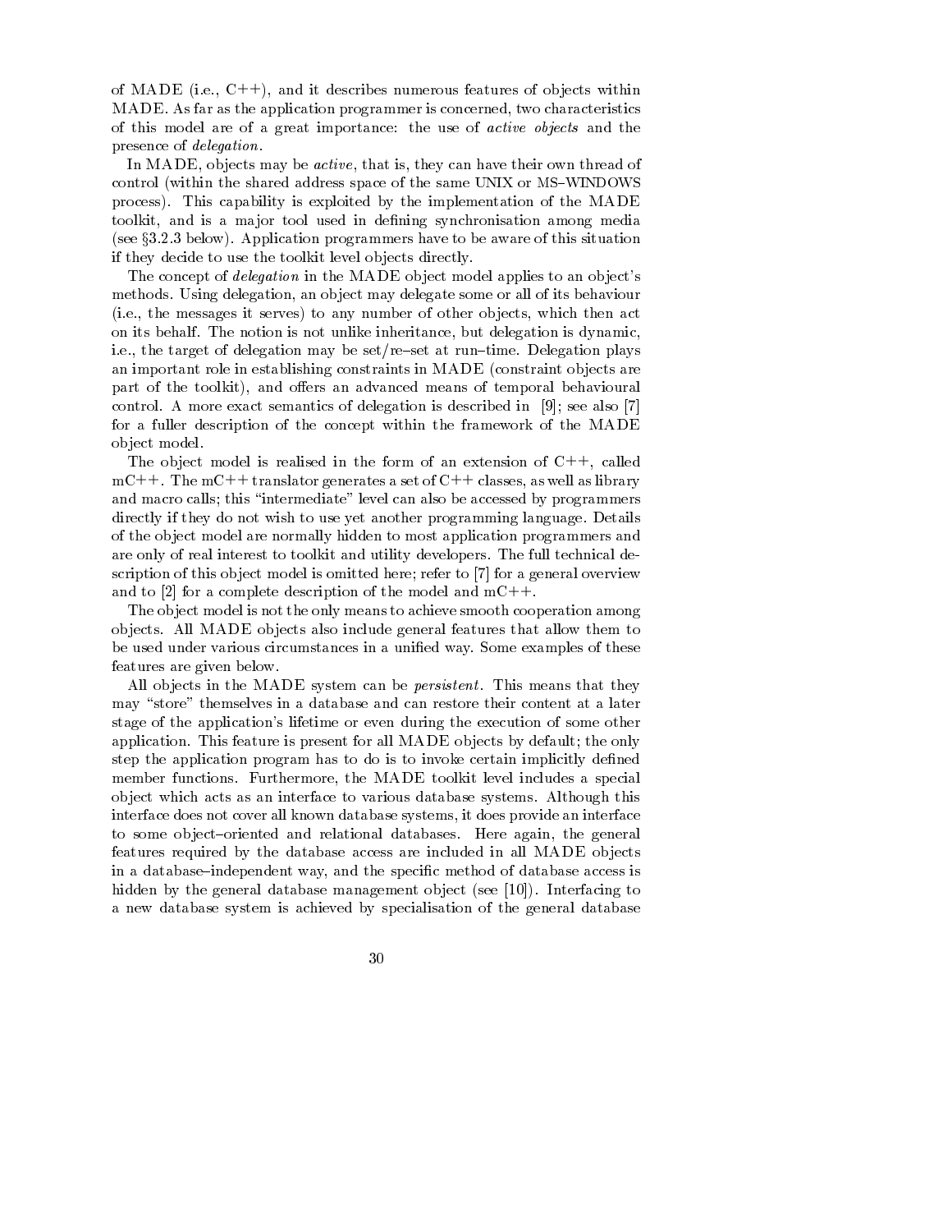of MADE (i.e., C++), and it describes numerous features of objects within MADE. As far as the application programmer is concerned, two characteristics of this model are of a great importance: the use of *active objects* and the presence of *delegation*.

In MADE, objects may be *active*, that is, they can have their own thread of control (within the shared address space of the same UNIX or MS–WINDOWS process). This capability is exploited by the implementation of the MADE toolkit, and is a major tool used in defining synchronisation among media (see §3.2.3 below). Application programmers have to be aware of this situation if they decide to use the toolkit level objects directly.

The concept of *delegation* in the MADE object model applies to an object's methods. Using delegation, an object may delegate some or all of its behaviour (i.e., the messages it serves) to any number of other objects, which then act on its behalf. The notion is not unlike inheritance, but delegation is dynamic, i.e., the target of delegation may be set/re–set at run–time. Delegation plays an important role in establishing constraints in MADE (constraint objects are part of the toolkit), and offers an advanced means of temporal behavioural control. A more exact semantics of delegation is described in [9]; see also [7] for a fuller description of the concept within the framework of the MADE object model.

The object model is realised in the form of an extension of C++, called mC++. The mC++ translator generates a set of C++ classes, as well as library and macro calls; this "intermediate" level can also be accessed by programmers directly if they do not wish to use yet another programming language. Details of the object model are normally hidden to most application programmers and are only of real interest to toolkit and utility developers. The full technical description of this object model is omitted here; refer to [7] for a general overview and to [2] for a complete description of the model and mC++.

The object model is not the only means to achieve smooth cooperation among objects. All MADE objects also include general features that allow them to be used under various circumstances in a unified way. Some examples of these features are given below.

All objects in the MADE system can be *persistent*. This means that they may "store" themselves in a database and can restore their content at a later stage of the application's lifetime or even during the execution of some other application. This feature is present for all MADE objects by default; the only step the application program has to do is to invoke certain implicitly defined member functions. Furthermore, the MADE toolkit level includes a special object which acts as an interface to various database systems. Although this interface does not cover all known database systems, it does provide an interface to some object–oriented and relational databases. Here again, the general features required by the database access are included in all MADE objects in a database–independent way, and the specific method of database access is hidden by the general database management object (see [10]). Interfacing to a new database system is achieved by specialisation of the general database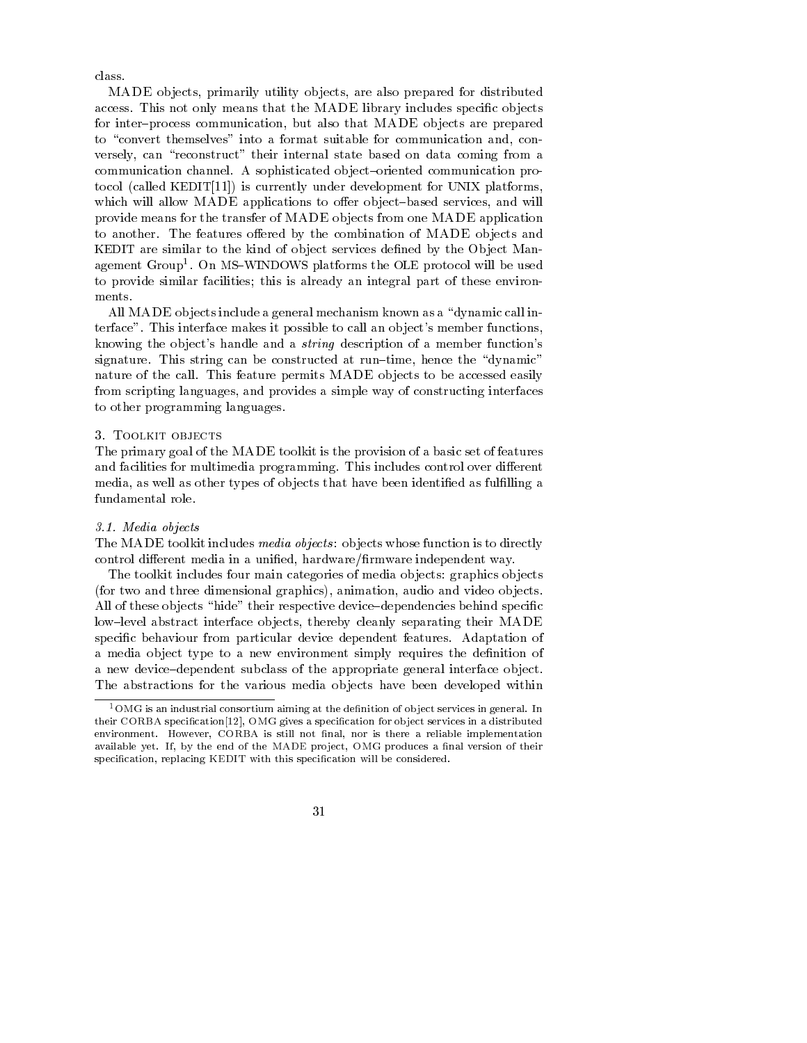class.

MADE objects, primarily utility objects, are also prepared for distributed access. This not only means that the MADE library includes specific objects for inter–process communication, but also that MADE objects are prepared to "convert themselves" into a format suitable for communication and, conversely, can "reconstruct" their internal state based on data coming from a communication channel. A sophisticated object–oriented communication protocol (called KEDIT[11]) is currently under development for UNIX platforms, which will allow MADE applications to offer object–based services, and will provide means for the transfer of MADE objects from one MADE application to another. The features offered by the combination of MADE objects and KEDIT are similar to the kind of object services defined by the Object Management Group[1]. On MS–WINDOWS platforms the OLE protocol will be used to provide similar facilities; this is already an integral part of these environments.

All MADE objects include a general mechanism known as a "dynamic call interface". This interface makes it possible to call an object's member functions, knowing the object's handle and a *string* description of a member function's signature. This string can be constructed at run–time, hence the "dynamic" nature of the call. This feature permits MADE objects to be accessed easily from scripting languages, and provides a simple way of constructing interfaces to other programming languages.

## 3. Toolkit objects

The primary goal of the MADE toolkit is the provision of a basic set of features and facilities for multimedia programming. This includes control over different media, as well as other types of objects that have been identified as fulfilling a fundamental role.

### 3.1. Media objects

The MADE toolkit includes *media objects*: objects whose function is to directly control different media in a unified, hardware/firmware independent way.

The toolkit includes four main categories of media objects: graphics objects (for two and three dimensional graphics), animation, audio and video objects. All of these objects "hide" their respective device–dependencies behind specific low–level abstract interface objects, thereby cleanly separating their MADE specific behaviour from particular device dependent features. Adaptation of a media object type to a new environment simply requires the definition of a new device–dependent subclass of the appropriate general interface object. The abstractions for the various media objects have been developed within

[1] OMG is an industrial consortium aiming at the definition of object services in general. In their CORBA specification[12], OMG gives a specification for object services in a distributed environment. However, CORBA is still not final, nor is there a reliable implementation available yet. If, by the end of the MADE project, OMG produces a final version of their specification, replacing KEDIT with this specification will be considered.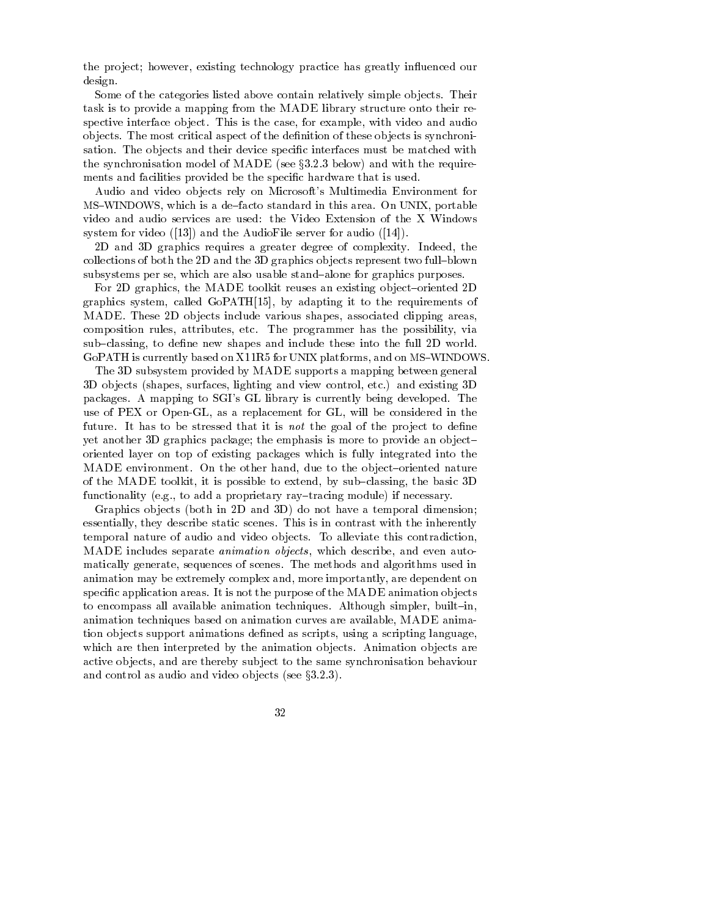the project; however, existing technology practice has greatly influenced our design.

Some of the categories listed above contain relatively simple objects. Their task is to provide a mapping from the MADE library structure onto their respective interface object. This is the case, for example, with video and audio objects. The most critical aspect of the definition of these objects is synchronisation. The objects and their device specific interfaces must be matched with the synchronisation model of MADE (see §3.2.3 below) and with the requirements and facilities provided be the specific hardware that is used.

Audio and video objects rely on Microsoft's Multimedia Environment for MS–WINDOWS, which is a de–facto standard in this area. On UNIX, portable video and audio services are used: the Video Extension of the X Windows system for video ([13]) and the AudioFile server for audio ([14]).

2D and 3D graphics requires a greater degree of complexity. Indeed, the collections of both the 2D and the 3D graphics objects represent two full–blown subsystems per se, which are also usable stand–alone for graphics purposes.

For 2D graphics, the MADE toolkit reuses an existing object–oriented 2D graphics system, called GoPATH[15], by adapting it to the requirements of MADE. These 2D objects include various shapes, associated clipping areas, composition rules, attributes, etc. The programmer has the possibility, via sub–classing, to define new shapes and include these into the full 2D world. GoPATH is currently based on X11R5 for UNIX platforms, and on MS–WINDOWS.

The 3D subsystem provided by MADE supports a mapping between general 3D objects (shapes, surfaces, lighting and view control, etc.) and existing 3D packages. A mapping to SGI's GL library is currently being developed. The use of PEX or Open-GL, as a replacement for GL, will be considered in the future. It has to be stressed that it is *not* the goal of the project to define yet another 3D graphics package; the emphasis is more to provide an object–oriented layer on top of existing packages which is fully integrated into the MADE environment. On the other hand, due to the object–oriented nature of the MADE toolkit, it is possible to extend, by sub–classing, the basic 3D functionality (e.g., to add a proprietary ray–tracing module) if necessary.

Graphics objects (both in 2D and 3D) do not have a temporal dimension; essentially, they describe static scenes. This is in contrast with the inherently temporal nature of audio and video objects. To alleviate this contradiction, MADE includes separate *animation objects*, which describe, and even automatically generate, sequences of scenes. The methods and algorithms used in animation may be extremely complex and, more importantly, are dependent on specific application areas. It is not the purpose of the MADE animation objects to encompass all available animation techniques. Although simpler, built–in, animation techniques based on animation curves are available, MADE animation objects support animations defined as scripts, using a scripting language, which are then interpreted by the animation objects. Animation objects are active objects, and are thereby subject to the same synchronisation behaviour and control as audio and video objects (see §3.2.3).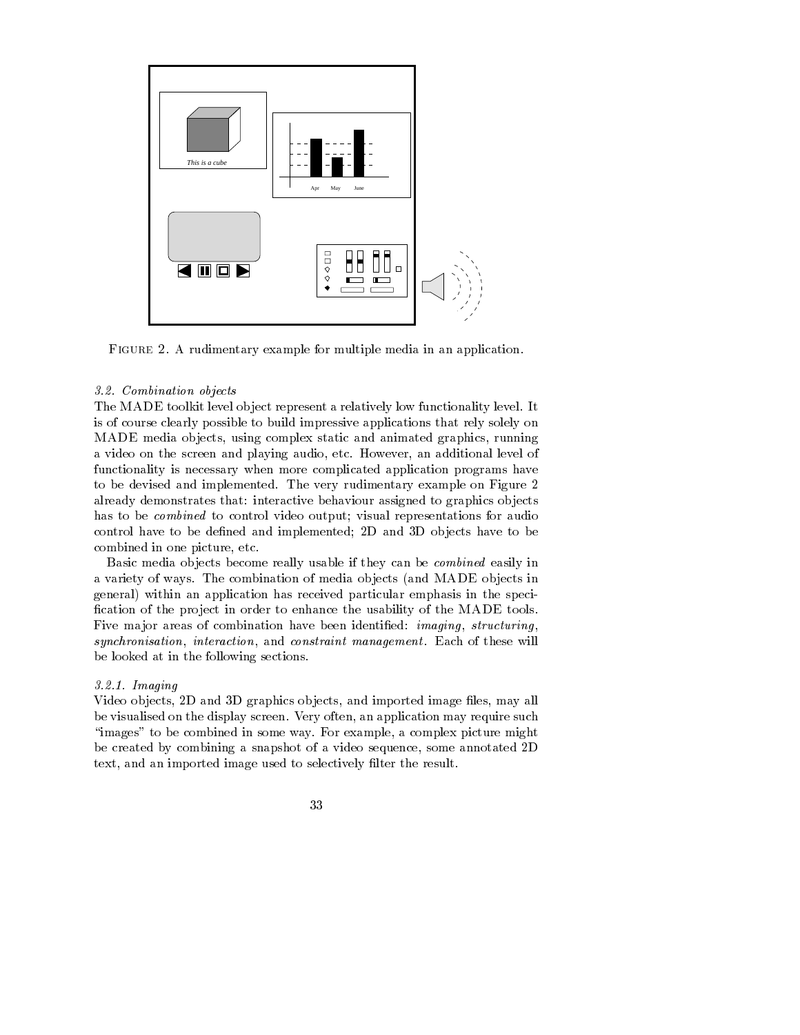FIGURE 2. A rudimentary example for multiple media in an application.

*3.2. Combination objects*

The MADE toolkit level object represent a relatively low functionality level. It is of course clearly possible to build impressive applications that rely solely on MADE media objects, using complex static and animated graphics, running a video on the screen and playing audio, etc. However, an additional level of functionality is necessary when more complicated application programs have to be devised and implemented. The very rudimentary example on Figure 2 already demonstrates that: interactive behaviour assigned to graphics objects has to be *combined* to control video output; visual representations for audio control have to be defined and implemented; 2D and 3D objects have to be combined in one picture, etc.

Basic media objects become really usable if they can be *combined* easily in a variety of ways. The combination of media objects (and MADE objects in general) within an application has received particular emphasis in the specification of the project in order to enhance the usability of the MADE tools. Five major areas of combination have been identified: *imaging*, *structuring*, *synchronisation*, *interaction*, and *constraint management*. Each of these will be looked at in the following sections.

*3.2.1. Imaging*

Video objects, 2D and 3D graphics objects, and imported image files, may all be visualised on the display screen. Very often, an application may require such "images" to be combined in some way. For example, a complex picture might be created by combining a snapshot of a video sequence, some annotated 2D text, and an imported image used to selectively filter the result.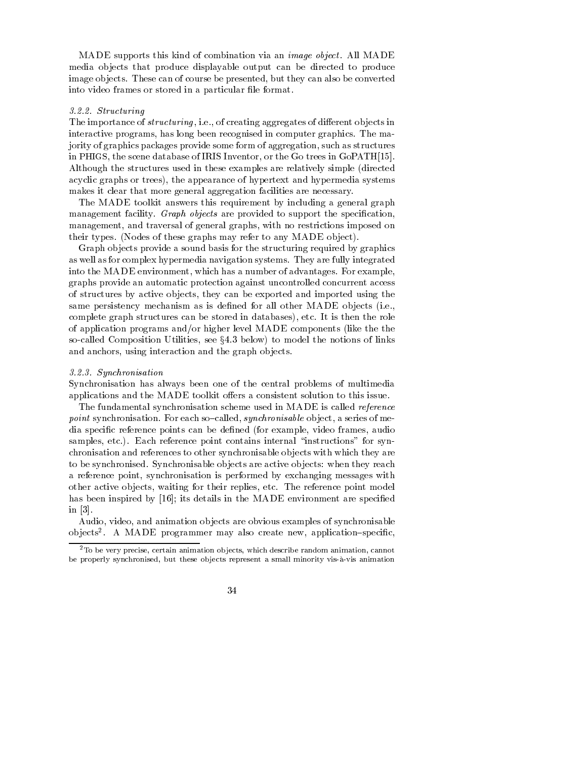MADE supports this kind of combination via an *image object*. All MADE media objects that produce displayable output can be directed to produce image objects. These can of course be presented, but they can also be converted into video frames or stored in a particular file format.

### *3.2.2. Structuring*

The importance of *structuring*, i.e., of creating aggregates of different objects in interactive programs, has long been recognised in computer graphics. The majority of graphics packages provide some form of aggregation, such as structures in PHIGS, the scene database of IRIS Inventor, or the Go trees in GoPATH[15]. Although the structures used in these examples are relatively simple (directed acyclic graphs or trees), the appearance of hypertext and hypermedia systems makes it clear that more general aggregation facilities are necessary.

The MADE toolkit answers this requirement by including a general graph management facility. *Graph objects* are provided to support the specification, management, and traversal of general graphs, with no restrictions imposed on their types. (Nodes of these graphs may refer to any MADE object).

Graph objects provide a sound basis for the structuring required by graphics as well as for complex hypermedia navigation systems. They are fully integrated into the MADE environment, which has a number of advantages. For example, graphs provide an automatic protection against uncontrolled concurrent access of structures by active objects, they can be exported and imported using the same persistency mechanism as is defined for all other MADE objects (i.e., complete graph structures can be stored in databases), etc. It is then the role of application programs and/or higher level MADE components (like the the so-called Composition Utilities, see §4.3 below) to model the notions of links and anchors, using interaction and the graph objects.

### *3.2.3. Synchronisation*

Synchronisation has always been one of the central problems of multimedia applications and the MADE toolkit offers a consistent solution to this issue.

The fundamental synchronisation scheme used in MADE is called *reference point* synchronisation. For each so–called, *synchronisable* object, a series of media specific reference points can be defined (for example, video frames, audio samples, etc.). Each reference point contains internal "instructions" for synchronisation and references to other synchronisable objects with which they are to be synchronised. Synchronisable objects are active objects: when they reach a reference point, synchronisation is performed by exchanging messages with other active objects, waiting for their replies, etc. The reference point model has been inspired by [16]; its details in the MADE environment are specified in [3].

Audio, video, and animation objects are obvious examples of synchronisable objects[2]. A MADE programmer may also create new, application–specific,

[2] To be very precise, certain animation objects, which describe random animation, cannot be properly synchronised, but these objects represent a small minority vis-à-vis animation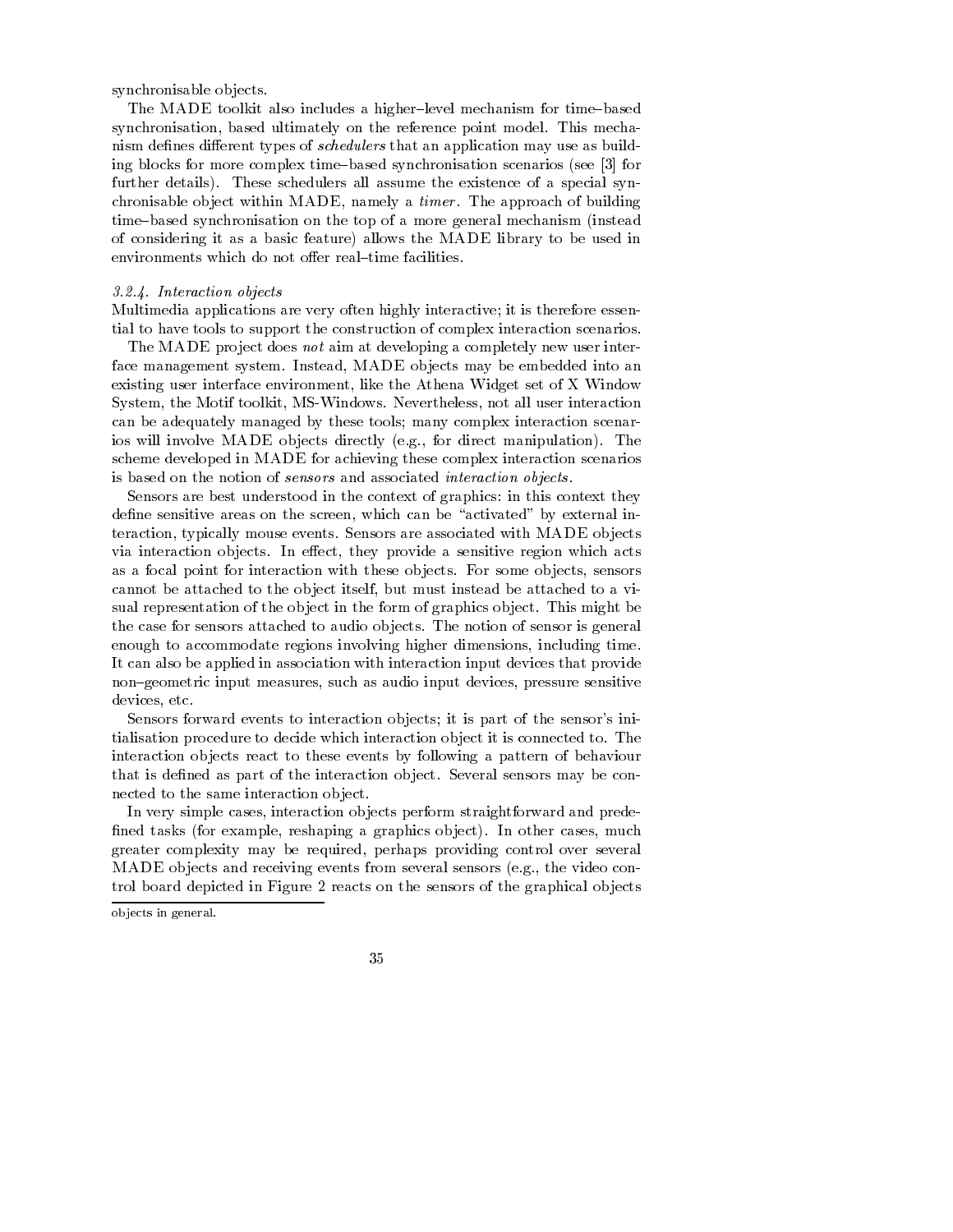synchronisable objects.

The MADE toolkit also includes a higher–level mechanism for time–based synchronisation, based ultimately on the reference point model. This mechanism defines different types of *schedulers* that an application may use as building blocks for more complex time–based synchronisation scenarios (see [3] for further details). These schedulers all assume the existence of a special synchronisable object within MADE, namely a *timer*. The approach of building time–based synchronisation on the top of a more general mechanism (instead of considering it as a basic feature) allows the MADE library to be used in environments which do not offer real–time facilities.

### *3.2.4. Interaction objects*

Multimedia applications are very often highly interactive; it is therefore essential to have tools to support the construction of complex interaction scenarios.

The MADE project does *not* aim at developing a completely new user interface management system. Instead, MADE objects may be embedded into an existing user interface environment, like the Athena Widget set of X Window System, the Motif toolkit, MS-Windows. Nevertheless, not all user interaction can be adequately managed by these tools; many complex interaction scenarios will involve MADE objects directly (e.g., for direct manipulation). The scheme developed in MADE for achieving these complex interaction scenarios is based on the notion of *sensors* and associated *interaction objects*.

Sensors are best understood in the context of graphics: in this context they define sensitive areas on the screen, which can be "activated" by external interaction, typically mouse events. Sensors are associated with MADE objects via interaction objects. In effect, they provide a sensitive region which acts as a focal point for interaction with these objects. For some objects, sensors cannot be attached to the object itself, but must instead be attached to a visual representation of the object in the form of graphics object. This might be the case for sensors attached to audio objects. The notion of sensor is general enough to accommodate regions involving higher dimensions, including time. It can also be applied in association with interaction input devices that provide non–geometric input measures, such as audio input devices, pressure sensitive devices, etc.

Sensors forward events to interaction objects; it is part of the sensor's initialisation procedure to decide which interaction object it is connected to. The interaction objects react to these events by following a pattern of behaviour that is defined as part of the interaction object. Several sensors may be connected to the same interaction object.

In very simple cases, interaction objects perform straightforward and predefined tasks (for example, reshaping a graphics object). In other cases, much greater complexity may be required, perhaps providing control over several MADE objects and receiving events from several sensors (e.g., the video control board depicted in Figure 2 reacts on the sensors of the graphical objects

---

objects in general.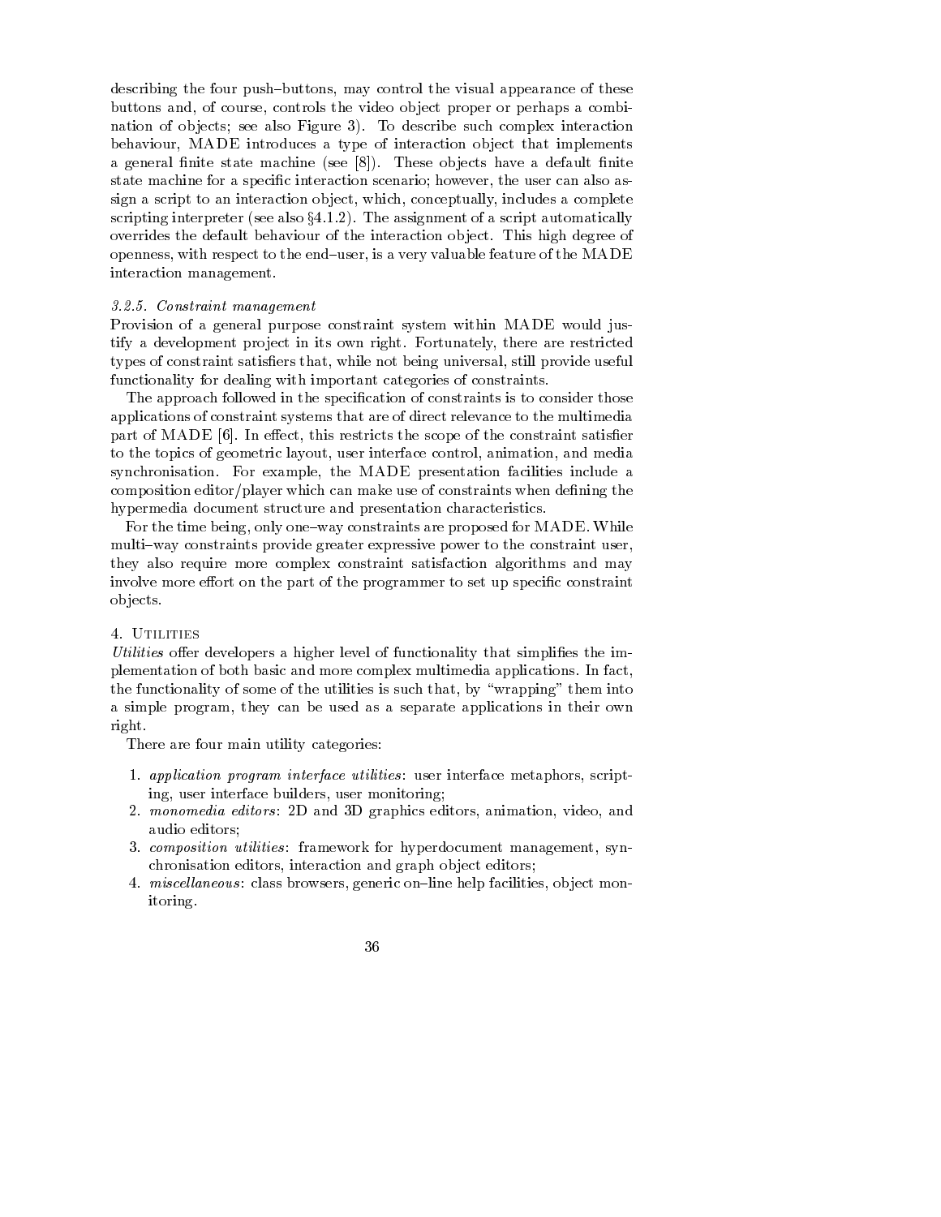describing the four push–buttons, may control the visual appearance of these buttons and, of course, controls the video object proper or perhaps a combination of objects; see also Figure 3). To describe such complex interaction behaviour, MADE introduces a type of interaction object that implements a general finite state machine (see [8]). These objects have a default finite state machine for a specific interaction scenario; however, the user can also assign a script to an interaction object, which, conceptually, includes a complete scripting interpreter (see also §4.1.2). The assignment of a script automatically overrides the default behaviour of the interaction object. This high degree of openness, with respect to the end–user, is a very valuable feature of the MADE interaction management.

#### *3.2.5. Constraint management*

Provision of a general purpose constraint system within MADE would justify a development project in its own right. Fortunately, there are restricted types of constraint satisfiers that, while not being universal, still provide useful functionality for dealing with important categories of constraints.

The approach followed in the specification of constraints is to consider those applications of constraint systems that are of direct relevance to the multimedia part of MADE [6]. In effect, this restricts the scope of the constraint satisfier to the topics of geometric layout, user interface control, animation, and media synchronisation. For example, the MADE presentation facilities include a composition editor/player which can make use of constraints when defining the hypermedia document structure and presentation characteristics.

For the time being, only one–way constraints are proposed for MADE. While multi–way constraints provide greater expressive power to the constraint user, they also require more complex constraint satisfaction algorithms and may involve more effort on the part of the programmer to set up specific constraint objects.

## 4. Utilities

*Utilities* offer developers a higher level of functionality that simplifies the implementation of both basic and more complex multimedia applications. In fact, the functionality of some of the utilities is such that, by “wrapping” them into a simple program, they can be used as a separate applications in their own right.

There are four main utility categories:

1. *application program interface utilities*: user interface metaphors, scripting, user interface builders, user monitoring;
2. *monomedia editors*: 2D and 3D graphics editors, animation, video, and audio editors;
3. *composition utilities*: framework for hyperdocument management, synchronisation editors, interaction and graph object editors;
4. *miscellaneous*: class browsers, generic on–line help facilities, object monitoring.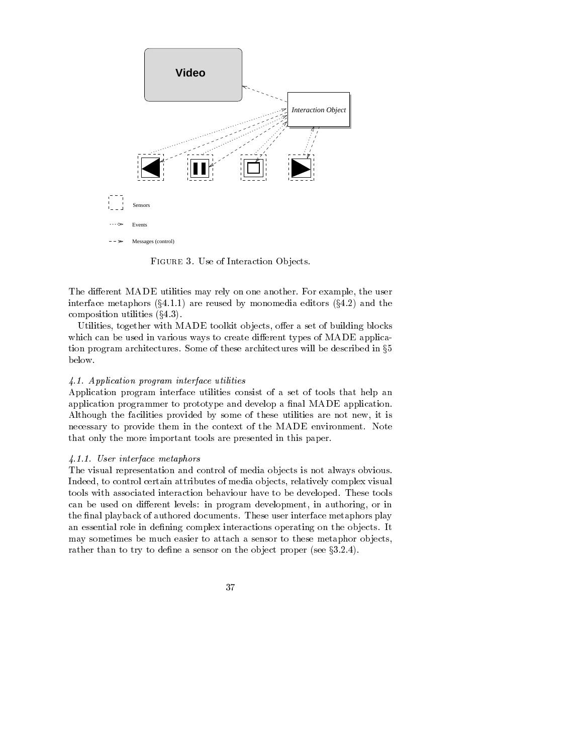FIGURE 3. Use of Interaction Objects.

The different MADE utilities may rely on one another. For example, the user interface metaphors (§4.1.1) are reused by monomedia editors (§4.2) and the composition utilities (§4.3).

Utilities, together with MADE toolkit objects, offer a set of building blocks which can be used in various ways to create different types of MADE application program architectures. Some of these architectures will be described in §5 below.

### *4.1. Application program interface utilities*

Application program interface utilities consist of a set of tools that help an application programmer to prototype and develop a final MADE application. Although the facilities provided by some of these utilities are not new, it is necessary to provide them in the context of the MADE environment. Note that only the more important tools are presented in this paper.

#### *4.1.1. User interface metaphors*

The visual representation and control of media objects is not always obvious. Indeed, to control certain attributes of media objects, relatively complex visual tools with associated interaction behaviour have to be developed. These tools can be used on different levels: in program development, in authoring, or in the final playback of authored documents. These user interface metaphors play an essential role in defining complex interactions operating on the objects. It may sometimes be much easier to attach a sensor to these metaphor objects, rather than to try to define a sensor on the object proper (see §3.2.4).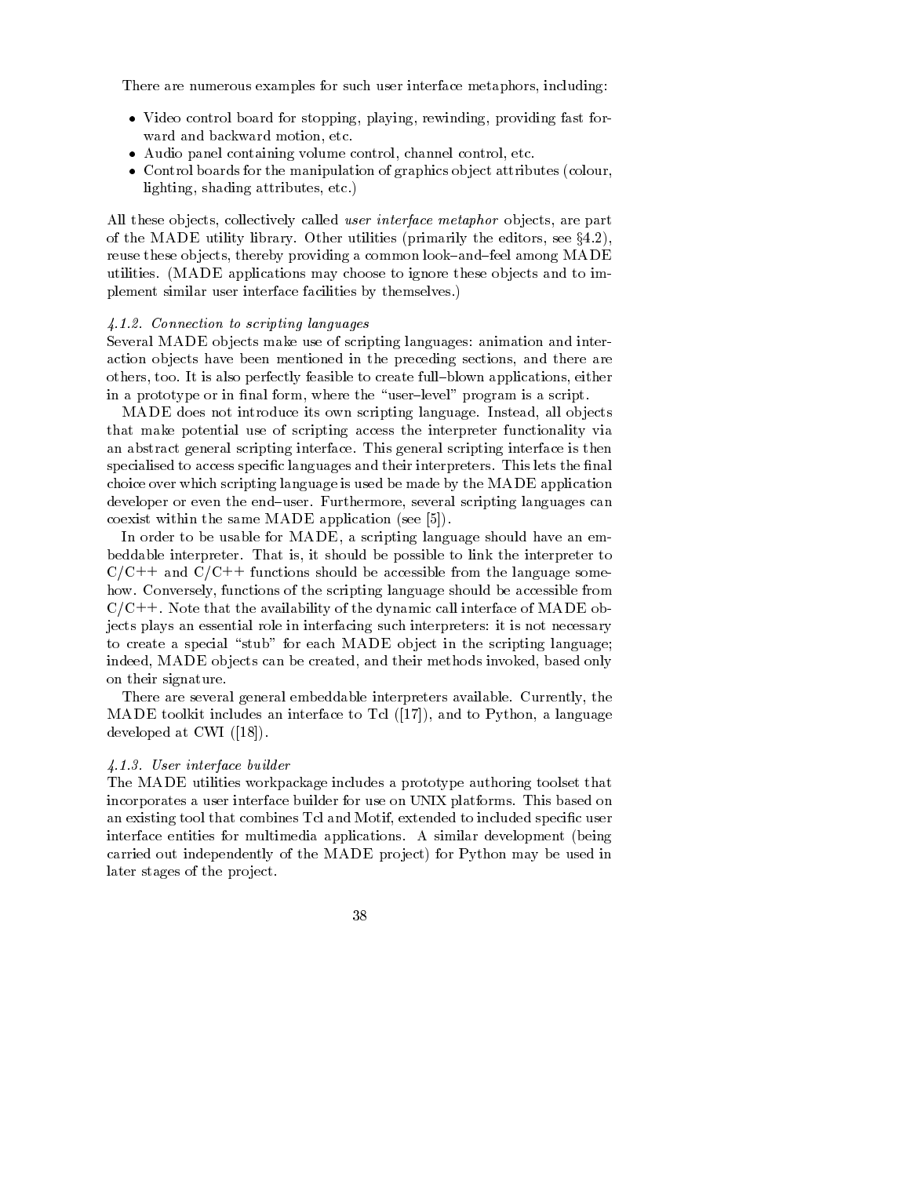There are numerous examples for such user interface metaphors, including:

- Video control board for stopping, playing, rewinding, providing fast forward and backward motion, etc.
- Audio panel containing volume control, channel control, etc.
- Control boards for the manipulation of graphics object attributes (colour, lighting, shading attributes, etc.)

All these objects, collectively called *user interface metaphor* objects, are part of the MADE utility library. Other utilities (primarily the editors, see §4.2), reuse these objects, thereby providing a common look–and–feel among MADE utilities. (MADE applications may choose to ignore these objects and to implement similar user interface facilities by themselves.)

#### *4.1.2. Connection to scripting languages*

Several MADE objects make use of scripting languages: animation and interaction objects have been mentioned in the preceding sections, and there are others, too. It is also perfectly feasible to create full–blown applications, either in a prototype or in final form, where the "user–level" program is a script.

MADE does not introduce its own scripting language. Instead, all objects that make potential use of scripting access the interpreter functionality via an abstract general scripting interface. This general scripting interface is then specialised to access specific languages and their interpreters. This lets the final choice over which scripting language is used be made by the MADE application developer or even the end–user. Furthermore, several scripting languages can coexist within the same MADE application (see [5]).

In order to be usable for MADE, a scripting language should have an embeddable interpreter. That is, it should be possible to link the interpreter to C/C++ and C/C++ functions should be accessible from the language somehow. Conversely, functions of the scripting language should be accessible from C/C++. Note that the availability of the dynamic call interface of MADE objects plays an essential role in interfacing such interpreters: it is not necessary to create a special "stub" for each MADE object in the scripting language; indeed, MADE objects can be created, and their methods invoked, based only on their signature.

There are several general embeddable interpreters available. Currently, the MADE toolkit includes an interface to Tcl ([17]), and to Python, a language developed at CWI ([18]).

#### *4.1.3. User interface builder*

The MADE utilities workpackage includes a prototype authoring toolset that incorporates a user interface builder for use on UNIX platforms. This based on an existing tool that combines Tcl and Motif, extended to included specific user interface entities for multimedia applications. A similar development (being carried out independently of the MADE project) for Python may be used in later stages of the project.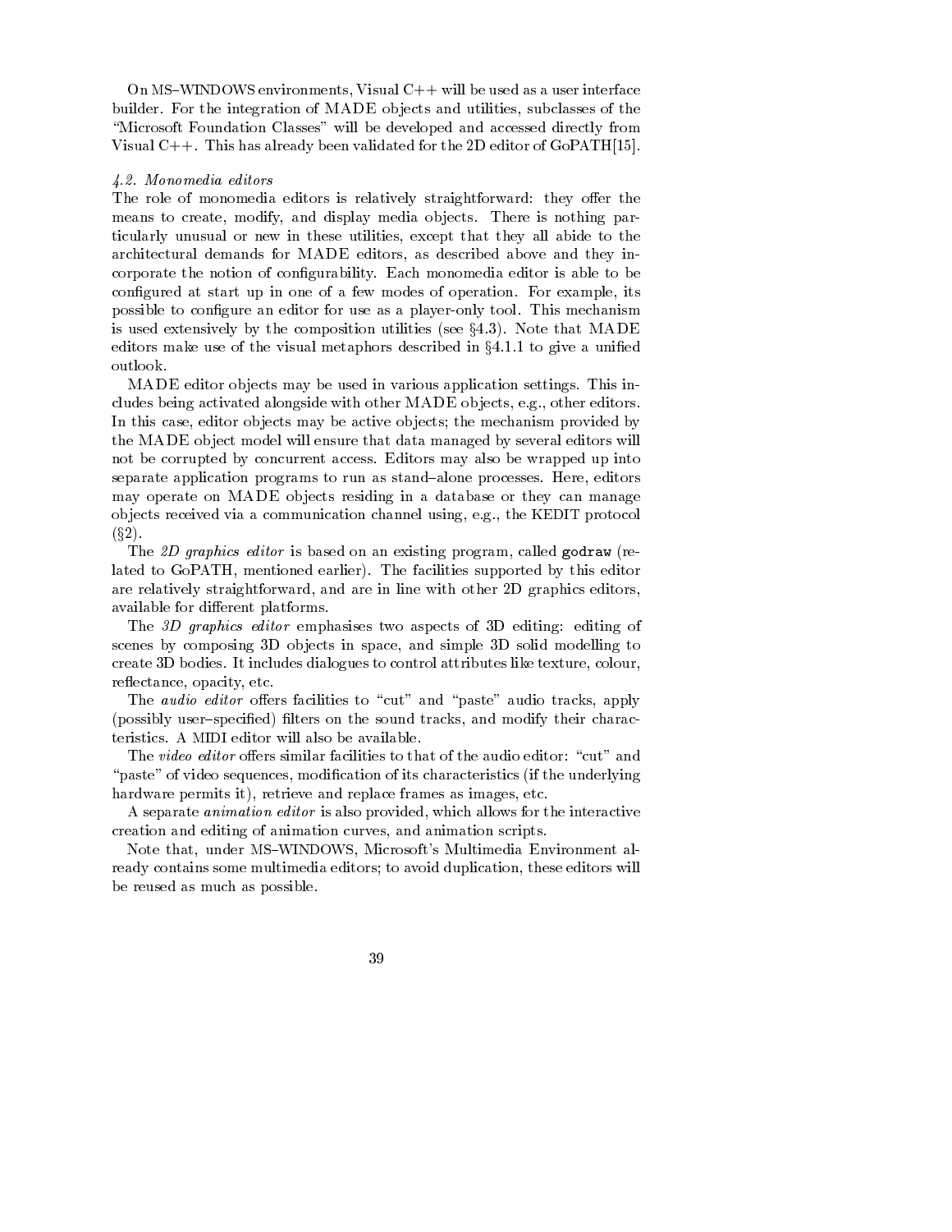On MS–WINDOWS environments, Visual C++ will be used as a user interface builder. For the integration of MADE objects and utilities, subclasses of the "Microsoft Foundation Classes" will be developed and accessed directly from Visual C++. This has already been validated for the 2D editor of GoPATH[15].

#### *4.2. Monomedia editors*

The role of monomedia editors is relatively straightforward: they offer the means to create, modify, and display media objects. There is nothing particularly unusual or new in these utilities, except that they all abide to the architectural demands for MADE editors, as described above and they incorporate the notion of configurability. Each monomedia editor is able to be configured at start up in one of a few modes of operation. For example, its possible to configure an editor for use as a player-only tool. This mechanism is used extensively by the composition utilities (see §4.3). Note that MADE editors make use of the visual metaphors described in §4.1.1 to give a unified outlook.

MADE editor objects may be used in various application settings. This includes being activated alongside with other MADE objects, e.g., other editors. In this case, editor objects may be active objects; the mechanism provided by the MADE object model will ensure that data managed by several editors will not be corrupted by concurrent access. Editors may also be wrapped up into separate application programs to run as stand–alone processes. Here, editors may operate on MADE objects residing in a database or they can manage objects received via a communication channel using, e.g., the KEDIT protocol (§2).

The *2D graphics editor* is based on an existing program, called `godraw` (related to GoPATH, mentioned earlier). The facilities supported by this editor are relatively straightforward, and are in line with other 2D graphics editors, available for different platforms.

The *3D graphics editor* emphasises two aspects of 3D editing: editing of scenes by composing 3D objects in space, and simple 3D solid modelling to create 3D bodies. It includes dialogues to control attributes like texture, colour, reflectance, opacity, etc.

The *audio editor* offers facilities to "cut" and "paste" audio tracks, apply (possibly user–specified) filters on the sound tracks, and modify their characteristics. A MIDI editor will also be available.

The *video editor* offers similar facilities to that of the audio editor: "cut" and "paste" of video sequences, modification of its characteristics (if the underlying hardware permits it), retrieve and replace frames as images, etc.

A separate *animation editor* is also provided, which allows for the interactive creation and editing of animation curves, and animation scripts.

Note that, under MS–WINDOWS, Microsoft's Multimedia Environment already contains some multimedia editors; to avoid duplication, these editors will be reused as much as possible.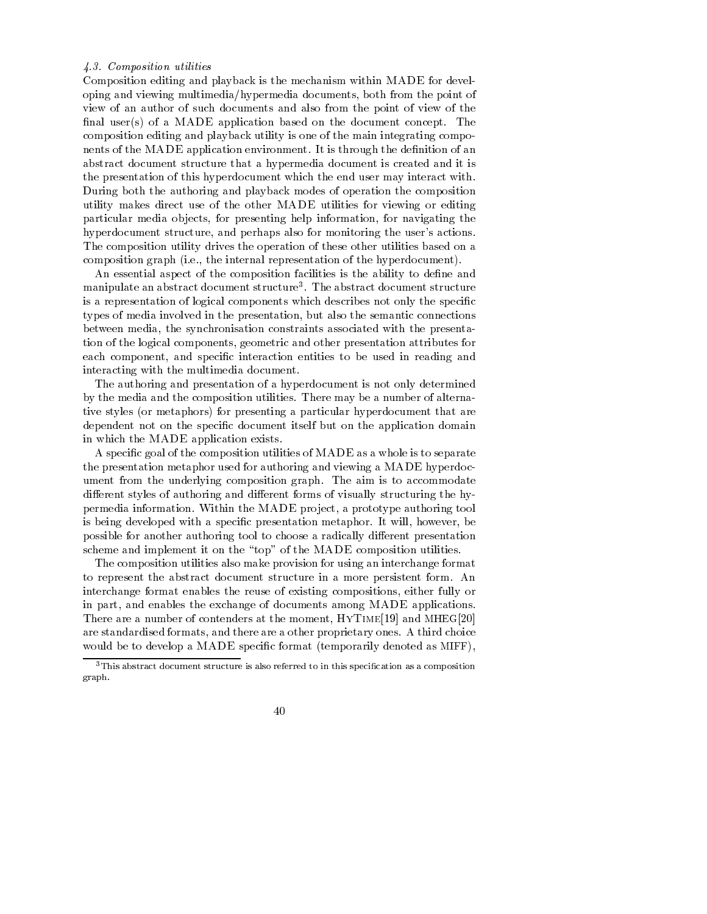### *4.3. Composition utilities*

Composition editing and playback is the mechanism within MADE for developing and viewing multimedia/hypermedia documents, both from the point of view of an author of such documents and also from the point of view of the final user(s) of a MADE application based on the document concept. The composition editing and playback utility is one of the main integrating components of the MADE application environment. It is through the definition of an abstract document structure that a hypermedia document is created and it is the presentation of this hyperdocument which the end user may interact with. During both the authoring and playback modes of operation the composition utility makes direct use of the other MADE utilities for viewing or editing particular media objects, for presenting help information, for navigating the hyperdocument structure, and perhaps also for monitoring the user's actions. The composition utility drives the operation of these other utilities based on a composition graph (i.e., the internal representation of the hyperdocument).

An essential aspect of the composition facilities is the ability to define and manipulate an abstract document structure[3]. The abstract document structure is a representation of logical components which describes not only the specific types of media involved in the presentation, but also the semantic connections between media, the synchronisation constraints associated with the presentation of the logical components, geometric and other presentation attributes for each component, and specific interaction entities to be used in reading and interacting with the multimedia document.

The authoring and presentation of a hyperdocument is not only determined by the media and the composition utilities. There may be a number of alternative styles (or metaphors) for presenting a particular hyperdocument that are dependent not on the specific document itself but on the application domain in which the MADE application exists.

A specific goal of the composition utilities of MADE as a whole is to separate the presentation metaphor used for authoring and viewing a MADE hyperdocument from the underlying composition graph. The aim is to accommodate different styles of authoring and different forms of visually structuring the hypermedia information. Within the MADE project, a prototype authoring tool is being developed with a specific presentation metaphor. It will, however, be possible for another authoring tool to choose a radically different presentation scheme and implement it on the "top" of the MADE composition utilities.

The composition utilities also make provision for using an interchange format to represent the abstract document structure in a more persistent form. An interchange format enables the reuse of existing compositions, either fully or in part, and enables the exchange of documents among MADE applications. There are a number of contenders at the moment, HyTime[19] and MHEG[20] are standardised formats, and there are a other proprietary ones. A third choice would be to develop a MADE specific format (temporarily denoted as MIFF),

---

[3] This abstract document structure is also referred to in this specification as a composition graph.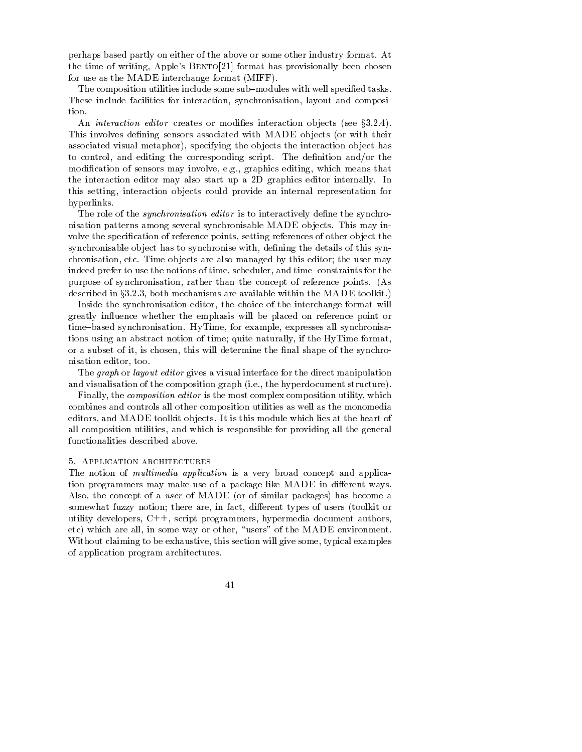perhaps based partly on either of the above or some other industry format. At the time of writing, Apple's BENTO[21] format has provisionally been chosen for use as the MADE interchange format (MIFF).

The composition utilities include some sub–modules with well specified tasks. These include facilities for interaction, synchronisation, layout and composition.

An *interaction editor* creates or modifies interaction objects (see §3.2.4). This involves defining sensors associated with MADE objects (or with their associated visual metaphor), specifying the objects the interaction object has to control, and editing the corresponding script. The definition and/or the modification of sensors may involve, e.g., graphics editing, which means that the interaction editor may also start up a 2D graphics editor internally. In this setting, interaction objects could provide an internal representation for hyperlinks.

The role of the *synchronisation editor* is to interactively define the synchronisation patterns among several synchronisable MADE objects. This may involve the specification of reference points, setting references of other object the synchronisable object has to synchronise with, defining the details of this synchronisation, etc. Time objects are also managed by this editor; the user may indeed prefer to use the notions of time, scheduler, and time–constraints for the purpose of synchronisation, rather than the concept of reference points. (As described in §3.2.3, both mechanisms are available within the MADE toolkit.)

Inside the synchronisation editor, the choice of the interchange format will greatly influence whether the emphasis will be placed on reference point or time–based synchronisation. HyTime, for example, expresses all synchronisations using an abstract notion of time; quite naturally, if the HyTime format, or a subset of it, is chosen, this will determine the final shape of the synchronisation editor, too.

The *graph* or *layout editor* gives a visual interface for the direct manipulation and visualisation of the composition graph (i.e., the hyperdocument structure).

Finally, the *composition editor* is the most complex composition utility, which combines and controls all other composition utilities as well as the monomedia editors, and MADE toolkit objects. It is this module which lies at the heart of all composition utilities, and which is responsible for providing all the general functionalities described above.

## 5. Application architectures

The notion of *multimedia application* is a very broad concept and application programmers may make use of a package like MADE in different ways. Also, the concept of a *user* of MADE (or of similar packages) has become a somewhat fuzzy notion; there are, in fact, different types of users (toolkit or utility developers, C++, script programmers, hypermedia document authors, etc) which are all, in some way or other, "users" of the MADE environment. Without claiming to be exhaustive, this section will give some, typical examples of application program architectures.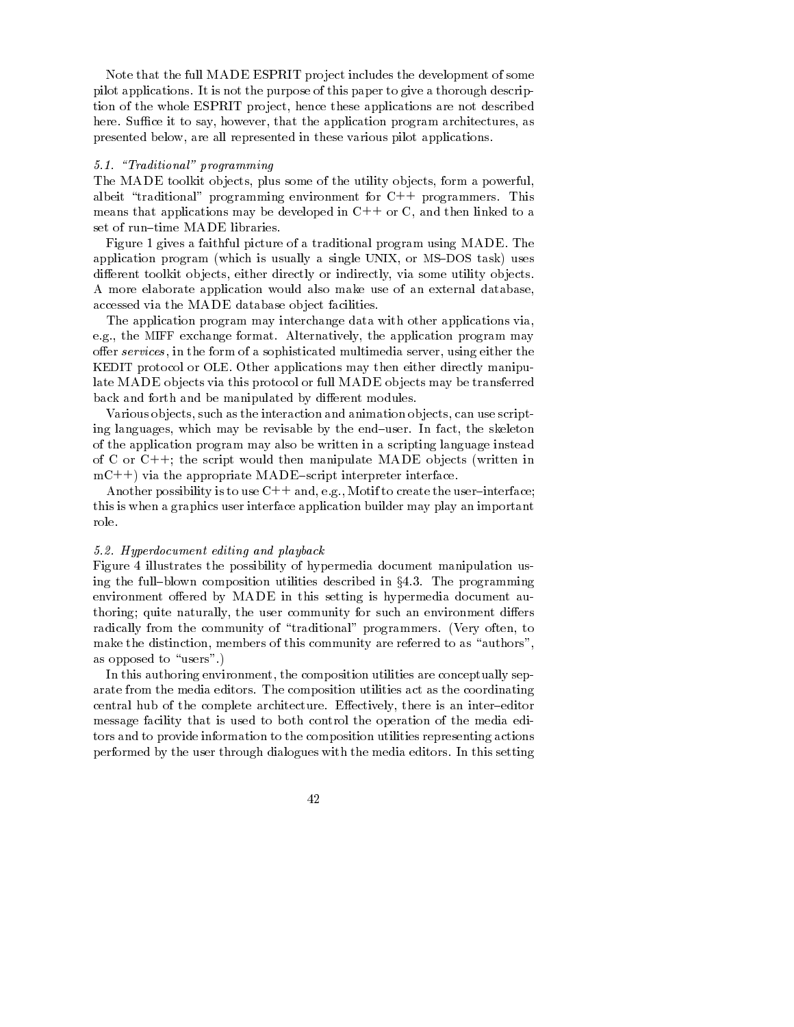Note that the full MADE ESPRIT project includes the development of some pilot applications. It is not the purpose of this paper to give a thorough description of the whole ESPRIT project, hence these applications are not described here. Suffice it to say, however, that the application program architectures, as presented below, are all represented in these various pilot applications.

### 5.1. *"Traditional" programming*

The MADE toolkit objects, plus some of the utility objects, form a powerful, albeit "traditional" programming environment for C++ programmers. This means that applications may be developed in C++ or C, and then linked to a set of run–time MADE libraries.

Figure 1 gives a faithful picture of a traditional program using MADE. The application program (which is usually a single UNIX, or MS–DOS task) uses different toolkit objects, either directly or indirectly, via some utility objects. A more elaborate application would also make use of an external database, accessed via the MADE database object facilities.

The application program may interchange data with other applications via, e.g., the MIFF exchange format. Alternatively, the application program may offer *services*, in the form of a sophisticated multimedia server, using either the KEDIT protocol or OLE. Other applications may then either directly manipulate MADE objects via this protocol or full MADE objects may be transferred back and forth and be manipulated by different modules.

Various objects, such as the interaction and animation objects, can use scripting languages, which may be revisable by the end–user. In fact, the skeleton of the application program may also be written in a scripting language instead of C or C++; the script would then manipulate MADE objects (written in mC++) via the appropriate MADE–script interpreter interface.

Another possibility is to use C++ and, e.g., Motif to create the user–interface; this is when a graphics user interface application builder may play an important role.

### 5.2. *Hyperdocument editing and playback*

Figure 4 illustrates the possibility of hypermedia document manipulation using the full–blown composition utilities described in §4.3. The programming environment offered by MADE in this setting is hypermedia document authoring; quite naturally, the user community for such an environment differs radically from the community of "traditional" programmers. (Very often, to make the distinction, members of this community are referred to as "authors", as opposed to "users".)

In this authoring environment, the composition utilities are conceptually separate from the media editors. The composition utilities act as the coordinating central hub of the complete architecture. Effectively, there is an inter–editor message facility that is used to both control the operation of the media editors and to provide information to the composition utilities representing actions performed by the user through dialogues with the media editors. In this setting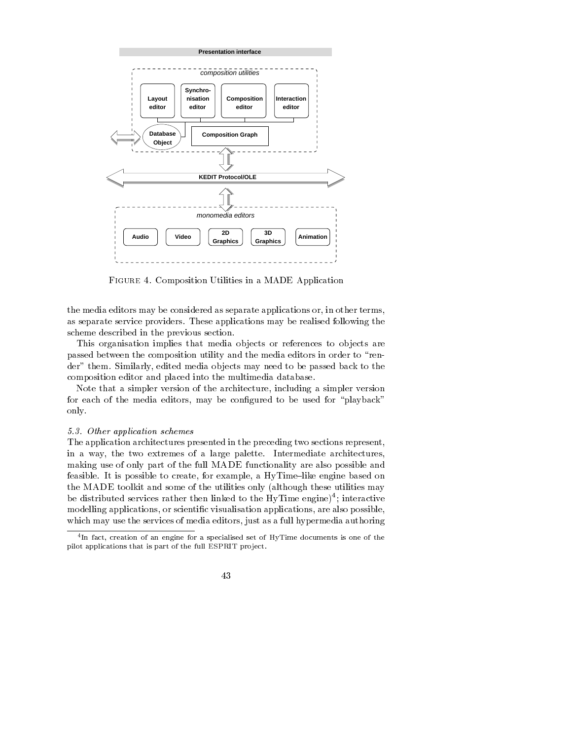FIGURE 4. Composition Utilities in a MADE Application

the media editors may be considered as separate applications or, in other terms, as separate service providers. These applications may be realised following the scheme described in the previous section.

This organisation implies that media objects or references to objects are passed between the composition utility and the media editors in order to "render" them. Similarly, edited media objects may need to be passed back to the composition editor and placed into the multimedia database.

Note that a simpler version of the architecture, including a simpler version for each of the media editors, may be configured to be used for "playback" only.

*5.3. Other application schemes*

The application architectures presented in the preceding two sections represent, in a way, the two extremes of a large palette. Intermediate architectures, making use of only part of the full MADE functionality are also possible and feasible. It is possible to create, for example, a HyTime–like engine based on the MADE toolkit and some of the utilities only (although these utilities may be distributed services rather then linked to the HyTime engine)[4]; interactive modelling applications, or scientific visualisation applications, are also possible, which may use the services of media editors, just as a full hypermedia authoring

[4] In fact, creation of an engine for a specialised set of HyTime documents is one of the pilot applications that is part of the full ESPRIT project.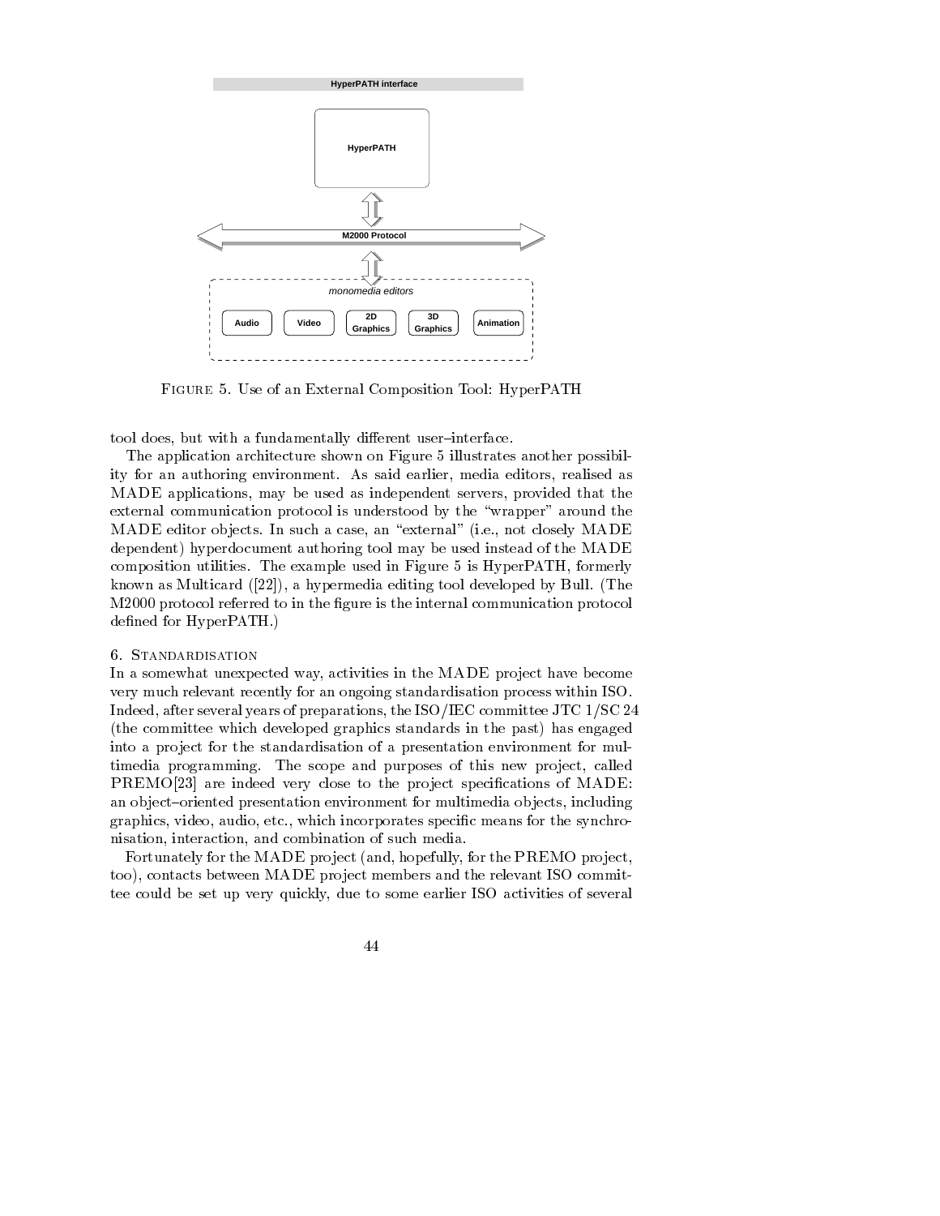FIGURE 5. Use of an External Composition Tool: HyperPATH

tool does, but with a fundamentally different user–interface.

The application architecture shown on Figure 5 illustrates another possibility for an authoring environment. As said earlier, media editors, realised as MADE applications, may be used as independent servers, provided that the external communication protocol is understood by the "wrapper" around the MADE editor objects. In such a case, an "external" (i.e., not closely MADE dependent) hyperdocument authoring tool may be used instead of the MADE composition utilities. The example used in Figure 5 is HyperPATH, formerly known as Multicard ([22]), a hypermedia editing tool developed by Bull. (The M2000 protocol referred to in the figure is the internal communication protocol defined for HyperPATH.)

## 6. Standardisation

In a somewhat unexpected way, activities in the MADE project have become very much relevant recently for an ongoing standardisation process within ISO. Indeed, after several years of preparations, the ISO/IEC committee JTC 1/SC 24 (the committee which developed graphics standards in the past) has engaged into a project for the standardisation of a presentation environment for multimedia programming. The scope and purposes of this new project, called PREMO[23] are indeed very close to the project specifications of MADE: an object–oriented presentation environment for multimedia objects, including graphics, video, audio, etc., which incorporates specific means for the synchronisation, interaction, and combination of such media.

Fortunately for the MADE project (and, hopefully, for the PREMO project, too), contacts between MADE project members and the relevant ISO committee could be set up very quickly, due to some earlier ISO activities of several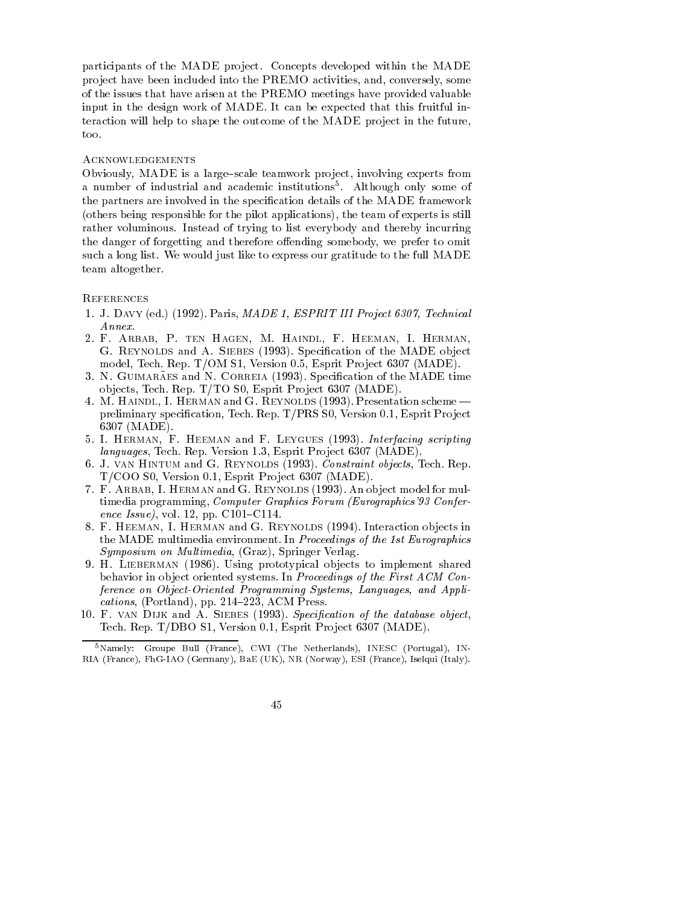participants of the MADE project. Concepts developed within the MADE project have been included into the PREMO activities, and, conversely, some of the issues that have arisen at the PREMO meetings have provided valuable input in the design work of MADE. It can be expected that this fruitful interaction will help to shape the outcome of the MADE project in the future, too.

## Acknowledgements

Obviously, MADE is a large–scale teamwork project, involving experts from a number of industrial and academic institutions[5]. Although only some of the partners are involved in the specification details of the MADE framework (others being responsible for the pilot applications), the team of experts is still rather voluminous. Instead of trying to list everybody and thereby incurring the danger of forgetting and therefore offending somebody, we prefer to omit such a long list. We would just like to express our gratitude to the full MADE team altogether.

## References

1. J. Davy (ed.) (1992). Paris, *MADE 1, ESPRIT III Project 6307, Technical Annex*.
2. F. Arbab, P. ten Hagen, M. Haindl, F. Heeman, I. Herman, G. Reynolds and A. Siebes (1993). Specification of the MADE object model, Tech. Rep. T/OM S1, Version 0.5, Esprit Project 6307 (MADE).
3. N. Guimarães and N. Correia (1993). Specification of the MADE time objects, Tech. Rep. T/TO S0, Esprit Project 6307 (MADE).
4. M. Haindl, I. Herman and G. Reynolds (1993). Presentation scheme — preliminary specification, Tech. Rep. T/PRS S0, Version 0.1, Esprit Project 6307 (MADE).
5. I. Herman, F. Heeman and F. Leygues (1993). *Interfacing scripting languages*, Tech. Rep. Version 1.3, Esprit Project 6307 (MADE).
6. J. van Hintum and G. Reynolds (1993). *Constraint objects*, Tech. Rep. T/COO S0, Version 0.1, Esprit Project 6307 (MADE).
7. F. Arbab, I. Herman and G. Reynolds (1993). An object model for multimedia programming, *Computer Graphics Forum (Eurographics'93 Conference Issue)*, vol. 12, pp. C101–C114.
8. F. Heeman, I. Herman and G. Reynolds (1994). Interaction objects in the MADE multimedia environment. In *Proceedings of the 1st Eurographics Symposium on Multimedia*, (Graz), Springer Verlag.
9. H. Lieberman (1986). Using prototypical objects to implement shared behavior in object oriented systems. In *Proceedings of the First ACM Conference on Object-Oriented Programming Systems, Languages, and Applications*, (Portland), pp. 214–223, ACM Press.
10. F. van Dijk and A. Siebes (1993). *Specification of the database object*, Tech. Rep. T/DBO S1, Version 0.1, Esprit Project 6307 (MADE).

[5] Namely: Groupe Bull (France), CWI (The Netherlands), INESC (Portugal), INRIA (France), FhG-IAO (Germany), BaE (UK), NR (Norway), ESI (France), Iselqui (Italy).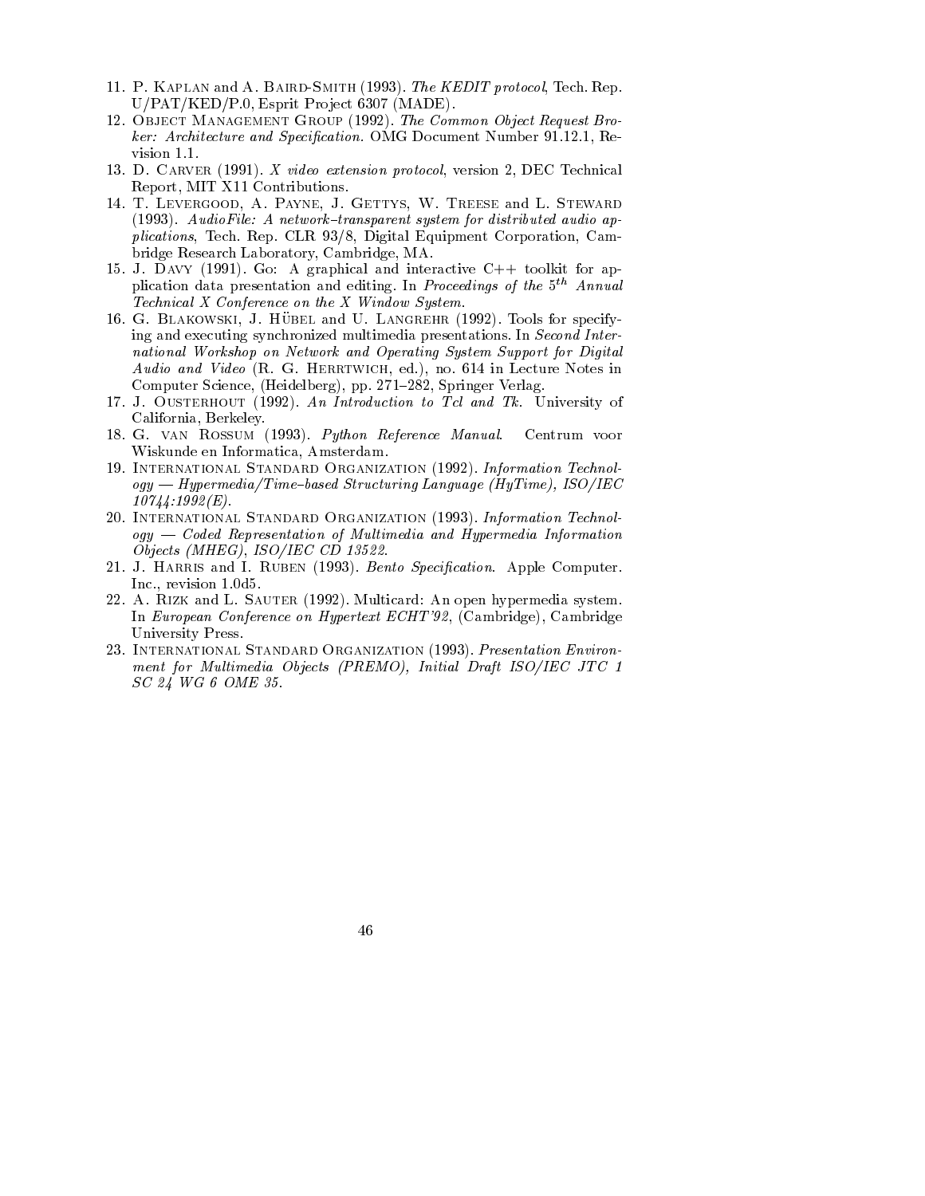11. P. Kaplan and A. Baird-Smith (1993). *The KEDIT protocol*, Tech. Rep. U/PAT/KED/P.0, Esprit Project 6307 (MADE).
12. Object Management Group (1992). *The Common Object Request Broker: Architecture and Specification.* OMG Document Number 91.12.1, Revision 1.1.
13. D. Carver (1991). *X video extension protocol*, version 2, DEC Technical Report, MIT X11 Contributions.
14. T. Levergood, A. Payne, J. Gettys, W. Treese and L. Steward (1993). *AudioFile: A network–transparent system for distributed audio applications*, Tech. Rep. CLR 93/8, Digital Equipment Corporation, Cambridge Research Laboratory, Cambridge, MA.
15. J. Davy (1991). Go: A graphical and interactive C++ toolkit for application data presentation and editing. In *Proceedings of the* $5^{th}$ *Annual Technical X Conference on the X Window System.*
16. G. Blakowski, J. Hübel and U. Langrehr (1992). Tools for specifying and executing synchronized multimedia presentations. In *Second International Workshop on Network and Operating System Support for Digital Audio and Video* (R. G. Herrtwich, ed.), no. 614 in Lecture Notes in Computer Science, (Heidelberg), pp. 271–282, Springer Verlag.
17. J. Ousterhout (1992). *An Introduction to Tcl and Tk.* University of California, Berkeley.
18. G. van Rossum (1993). *Python Reference Manual.* Centrum voor Wiskunde en Informatica, Amsterdam.
19. International Standard Organization (1992). *Information Technology — Hypermedia/Time–based Structuring Language (HyTime), ISO/IEC 10744:1992(E).*
20. International Standard Organization (1993). *Information Technology — Coded Representation of Multimedia and Hypermedia Information Objects (MHEG), ISO/IEC CD 13522.*
21. J. Harris and I. Ruben (1993). *Bento Specification.* Apple Computer. Inc., revision 1.0d5.
22. A. Rizk and L. Sauter (1992). Multicard: An open hypermedia system. In *European Conference on Hypertext ECHT'92*, (Cambridge), Cambridge University Press.
23. International Standard Organization (1993). *Presentation Environment for Multimedia Objects (PREMO), Initial Draft ISO/IEC JTC 1 SC 24 WG 6 OME 35.*